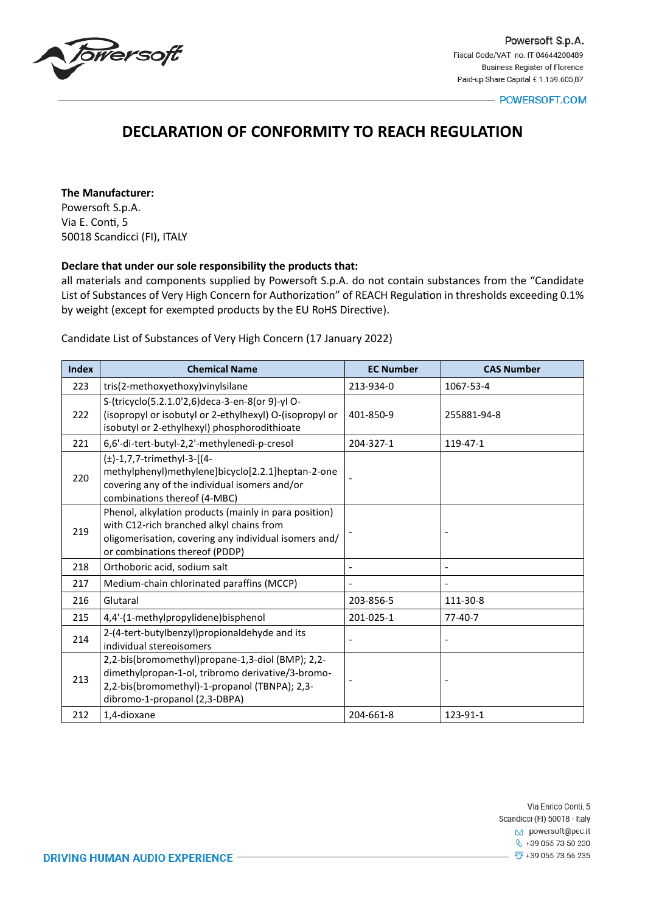# DECLARATION OF CONFORMITY TO REACH REGULATION

**The Manufacturer:**
Powersoft S.p.A.
Via E. Conti, 5
50018 Scandicci (FI), ITALY

**Declare that under our sole responsibility the products that:**
all materials and components supplied by Powersoft S.p.A. do not contain substances from the "Candidate List of Substances of Very High Concern for Authorization" of REACH Regulation in thresholds exceeding 0.1% by weight (except for exempted products by the EU RoHS Directive).

Candidate List of Substances of Very High Concern (17 January 2022)

| Index | Chemical Name | EC Number | CAS Number |
|---|---|---|---|
| 223 | tris(2-methoxyethoxy)vinylsilane | 213-934-0 | 1067-53-4 |
| 222 | S-(tricyclo(5.2.1.0'2,6)deca-3-en-8(or 9)-yl O-(isopropyl or isobutyl or 2-ethylhexyl) O-(isopropyl or isobutyl or 2-ethylhexyl) phosphorodithioate | 401-850-9 | 255881-94-8 |
| 221 | 6,6'-di-tert-butyl-2,2'-methylenedi-p-cresol | 204-327-1 | 119-47-1 |
| 220 | (±)-1,7,7-trimethyl-3-[(4-methylphenyl)methylene]bicyclo[2.2.1]heptan-2-one covering any of the individual isomers and/or combinations thereof (4-MBC) | - | |
| 219 | Phenol, alkylation products (mainly in para position) with C12-rich branched alkyl chains from oligomerisation, covering any individual isomers and/ or combinations thereof (PDDP) | - | - |
| 218 | Orthoboric acid, sodium salt | - | - |
| 217 | Medium-chain chlorinated paraffins (MCCP) | - | - |
| 216 | Glutaral | 203-856-5 | 111-30-8 |
| 215 | 4,4'-(1-methylpropylidene)bisphenol | 201-025-1 | 77-40-7 |
| 214 | 2-(4-tert-butylbenzyl)propionaldehyde and its individual stereoisomers | - | - |
| 213 | 2,2-bis(bromomethyl)propane-1,3-diol (BMP); 2,2-dimethylpropan-1-ol, tribromo derivative/3-bromo-2,2-bis(bromomethyl)-1-propanol (TBNPA); 2,3-dibromo-1-propanol (2,3-DBPA) | - | - |
| 212 | 1,4-dioxane | 204-661-8 | 123-91-1 |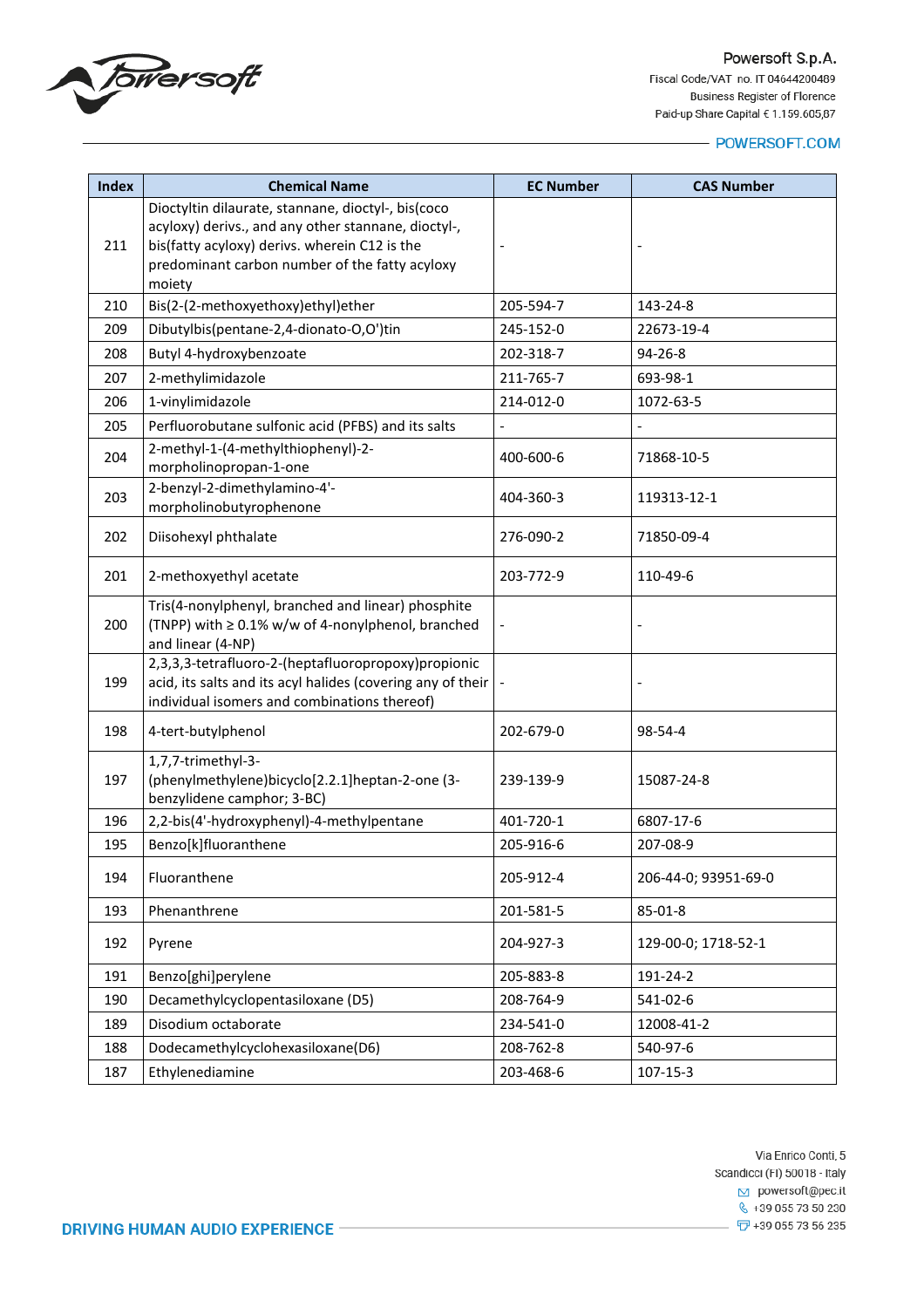| Index | Chemical Name | EC Number | CAS Number |
|---|---|---|---|
| 211 | Dioctyltin dilaurate, stannane, dioctyl-, bis(coco acyloxy) derivs., and any other stannane, dioctyl-, bis(fatty acyloxy) derivs. wherein C12 is the predominant carbon number of the fatty acyloxy moiety | - | - |
| 210 | Bis(2-(2-methoxyethoxy)ethyl)ether | 205-594-7 | 143-24-8 |
| 209 | Dibutylbis(pentane-2,4-dionato-O,O')tin | 245-152-0 | 22673-19-4 |
| 208 | Butyl 4-hydroxybenzoate | 202-318-7 | 94-26-8 |
| 207 | 2-methylimidazole | 211-765-7 | 693-98-1 |
| 206 | 1-vinylimidazole | 214-012-0 | 1072-63-5 |
| 205 | Perfluorobutane sulfonic acid (PFBS) and its salts | - | - |
| 204 | 2-methyl-1-(4-methylthiophenyl)-2-morpholinopropan-1-one | 400-600-6 | 71868-10-5 |
| 203 | 2-benzyl-2-dimethylamino-4'-morpholinobutyrophenone | 404-360-3 | 119313-12-1 |
| 202 | Diisohexyl phthalate | 276-090-2 | 71850-09-4 |
| 201 | 2-methoxyethyl acetate | 203-772-9 | 110-49-6 |
| 200 | Tris(4-nonylphenyl, branched and linear) phosphite (TNPP) with ≥ 0.1% w/w of 4-nonylphenol, branched and linear (4-NP) | - | - |
| 199 | 2,3,3,3-tetrafluoro-2-(heptafluoropropoxy)propionic acid, its salts and its acyl halides (covering any of their individual isomers and combinations thereof) | - | - |
| 198 | 4-tert-butylphenol | 202-679-0 | 98-54-4 |
| 197 | 1,7,7-trimethyl-3-(phenylmethylene)bicyclo[2.2.1]heptan-2-one (3-benzylidene camphor; 3-BC) | 239-139-9 | 15087-24-8 |
| 196 | 2,2-bis(4'-hydroxyphenyl)-4-methylpentane | 401-720-1 | 6807-17-6 |
| 195 | Benzo[k]fluoranthene | 205-916-6 | 207-08-9 |
| 194 | Fluoranthene | 205-912-4 | 206-44-0; 93951-69-0 |
| 193 | Phenanthrene | 201-581-5 | 85-01-8 |
| 192 | Pyrene | 204-927-3 | 129-00-0; 1718-52-1 |
| 191 | Benzo[ghi]perylene | 205-883-8 | 191-24-2 |
| 190 | Decamethylcyclopentasiloxane (D5) | 208-764-9 | 541-02-6 |
| 189 | Disodium octaborate | 234-541-0 | 12008-41-2 |
| 188 | Dodecamethylcyclohexasiloxane(D6) | 208-762-8 | 540-97-6 |
| 187 | Ethylenediamine | 203-468-6 | 107-15-3 |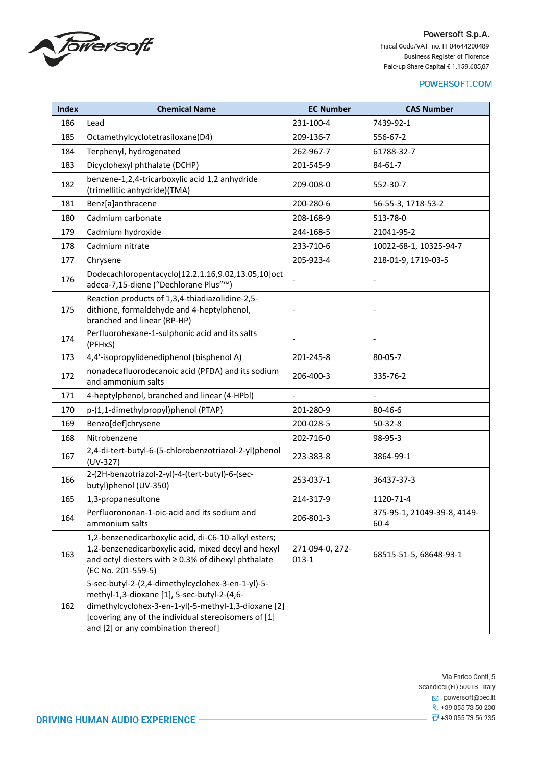| Index | Chemical Name | EC Number | CAS Number |
|---|---|---|---|
| 186 | Lead | 231-100-4 | 7439-92-1 |
| 185 | Octamethylcyclotetrasiloxane(D4) | 209-136-7 | 556-67-2 |
| 184 | Terphenyl, hydrogenated | 262-967-7 | 61788-32-7 |
| 183 | Dicyclohexyl phthalate (DCHP) | 201-545-9 | 84-61-7 |
| 182 | benzene-1,2,4-tricarboxylic acid 1,2 anhydride (trimellitic anhydride)(TMA) | 209-008-0 | 552-30-7 |
| 181 | Benz[a]anthracene | 200-280-6 | 56-55-3, 1718-53-2 |
| 180 | Cadmium carbonate | 208-168-9 | 513-78-0 |
| 179 | Cadmium hydroxide | 244-168-5 | 21041-95-2 |
| 178 | Cadmium nitrate | 233-710-6 | 10022-68-1, 10325-94-7 |
| 177 | Chrysene | 205-923-4 | 218-01-9, 1719-03-5 |
| 176 | Dodecachloropentacyclo[12.2.1.16,9.02,13.05,10]octadeca-7,15-diene ("Dechlorane Plus"™) | - | - |
| 175 | Reaction products of 1,3,4-thiadiazolidine-2,5-dithione, formaldehyde and 4-heptylphenol, branched and linear (RP-HP) | - | - |
| 174 | Perfluorohexane-1-sulphonic acid and its salts (PFHxS) | - | - |
| 173 | 4,4'-isopropylidenediphenol (bisphenol A) | 201-245-8 | 80-05-7 |
| 172 | nonadecafluorodecanoic acid (PFDA) and its sodium and ammonium salts | 206-400-3 | 335-76-2 |
| 171 | 4-heptylphenol, branched and linear (4-HPbl) | - | - |
| 170 | p-(1,1-dimethylpropyl)phenol (PTAP) | 201-280-9 | 80-46-6 |
| 169 | Benzo[def]chrysene | 200-028-5 | 50-32-8 |
| 168 | Nitrobenzene | 202-716-0 | 98-95-3 |
| 167 | 2,4-di-tert-butyl-6-(5-chlorobenzotriazol-2-yl)phenol (UV-327) | 223-383-8 | 3864-99-1 |
| 166 | 2-(2H-benzotriazol-2-yl)-4-(tert-butyl)-6-(sec-butyl)phenol (UV-350) | 253-037-1 | 36437-37-3 |
| 165 | 1,3-propanesultone | 214-317-9 | 1120-71-4 |
| 164 | Perfluorononan-1-oic-acid and its sodium and ammonium salts | 206-801-3 | 375-95-1, 21049-39-8, 4149-60-4 |
| 163 | 1,2-benzenedicarboxylic acid, di-C6-10-alkyl esters; 1,2-benzenedicarboxylic acid, mixed decyl and hexyl and octyl diesters with ≥ 0.3% of dihexyl phthalate (EC No. 201-559-5) | 271-094-0, 272-013-1 | 68515-51-5, 68648-93-1 |
| 162 | 5-sec-butyl-2-(2,4-dimethylcyclohex-3-en-1-yl)-5-methyl-1,3-dioxane [1], 5-sec-butyl-2-(4,6-dimethylcyclohex-3-en-1-yl)-5-methyl-1,3-dioxane [2] [covering any of the individual stereoisomers of [1] and [2] or any combination thereof] | | |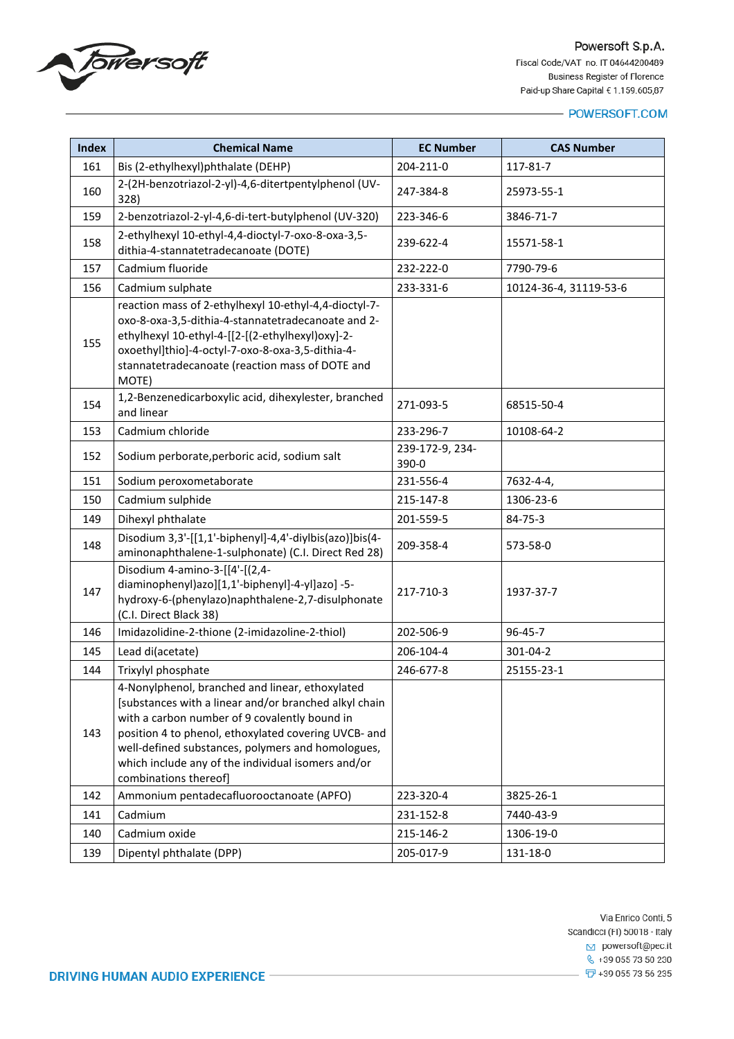| Index | Chemical Name | EC Number | CAS Number |
|---|---|---|---|
| 161 | Bis (2-ethylhexyl)phthalate (DEHP) | 204-211-0 | 117-81-7 |
| 160 | 2-(2H-benzotriazol-2-yl)-4,6-ditertpentylphenol (UV-328) | 247-384-8 | 25973-55-1 |
| 159 | 2-benzotriazol-2-yl-4,6-di-tert-butylphenol (UV-320) | 223-346-6 | 3846-71-7 |
| 158 | 2-ethylhexyl 10-ethyl-4,4-dioctyl-7-oxo-8-oxa-3,5-dithia-4-stannatetradecanoate (DOTE) | 239-622-4 | 15571-58-1 |
| 157 | Cadmium fluoride | 232-222-0 | 7790-79-6 |
| 156 | Cadmium sulphate | 233-331-6 | 10124-36-4, 31119-53-6 |
| 155 | reaction mass of 2-ethylhexyl 10-ethyl-4,4-dioctyl-7-oxo-8-oxa-3,5-dithia-4-stannatetradecanoate and 2-ethylhexyl 10-ethyl-4-[[2-[(2-ethylhexyl)oxy]-2-oxoethyl]thio]-4-octyl-7-oxo-8-oxa-3,5-dithia-4-stannatetradecanoate (reaction mass of DOTE and MOTE) | | |
| 154 | 1,2-Benzenedicarboxylic acid, dihexylester, branched and linear | 271-093-5 | 68515-50-4 |
| 153 | Cadmium chloride | 233-296-7 | 10108-64-2 |
| 152 | Sodium perborate,perboric acid, sodium salt | 239-172-9, 234-390-0 | |
| 151 | Sodium peroxometaborate | 231-556-4 | 7632-4-4, |
| 150 | Cadmium sulphide | 215-147-8 | 1306-23-6 |
| 149 | Dihexyl phthalate | 201-559-5 | 84-75-3 |
| 148 | Disodium 3,3'-[[1,1'-biphenyl]-4,4'-diylbis(azo)]bis(4-aminonaphthalene-1-sulphonate) (C.I. Direct Red 28) | 209-358-4 | 573-58-0 |
| 147 | Disodium 4-amino-3-[[4'-[(2,4-diaminophenyl)azo][1,1'-biphenyl]-4-yl]azo] -5-hydroxy-6-(phenylazo)naphthalene-2,7-disulphonate (C.I. Direct Black 38) | 217-710-3 | 1937-37-7 |
| 146 | Imidazolidine-2-thione (2-imidazoline-2-thiol) | 202-506-9 | 96-45-7 |
| 145 | Lead di(acetate) | 206-104-4 | 301-04-2 |
| 144 | Trixylyl phosphate | 246-677-8 | 25155-23-1 |
| 143 | 4-Nonylphenol, branched and linear, ethoxylated [substances with a linear and/or branched alkyl chain with a carbon number of 9 covalently bound in position 4 to phenol, ethoxylated covering UVCB- and well-defined substances, polymers and homologues, which include any of the individual isomers and/or combinations thereof] | | |
| 142 | Ammonium pentadecafluorooctanoate (APFO) | 223-320-4 | 3825-26-1 |
| 141 | Cadmium | 231-152-8 | 7440-43-9 |
| 140 | Cadmium oxide | 215-146-2 | 1306-19-0 |
| 139 | Dipentyl phthalate (DPP) | 205-017-9 | 131-18-0 |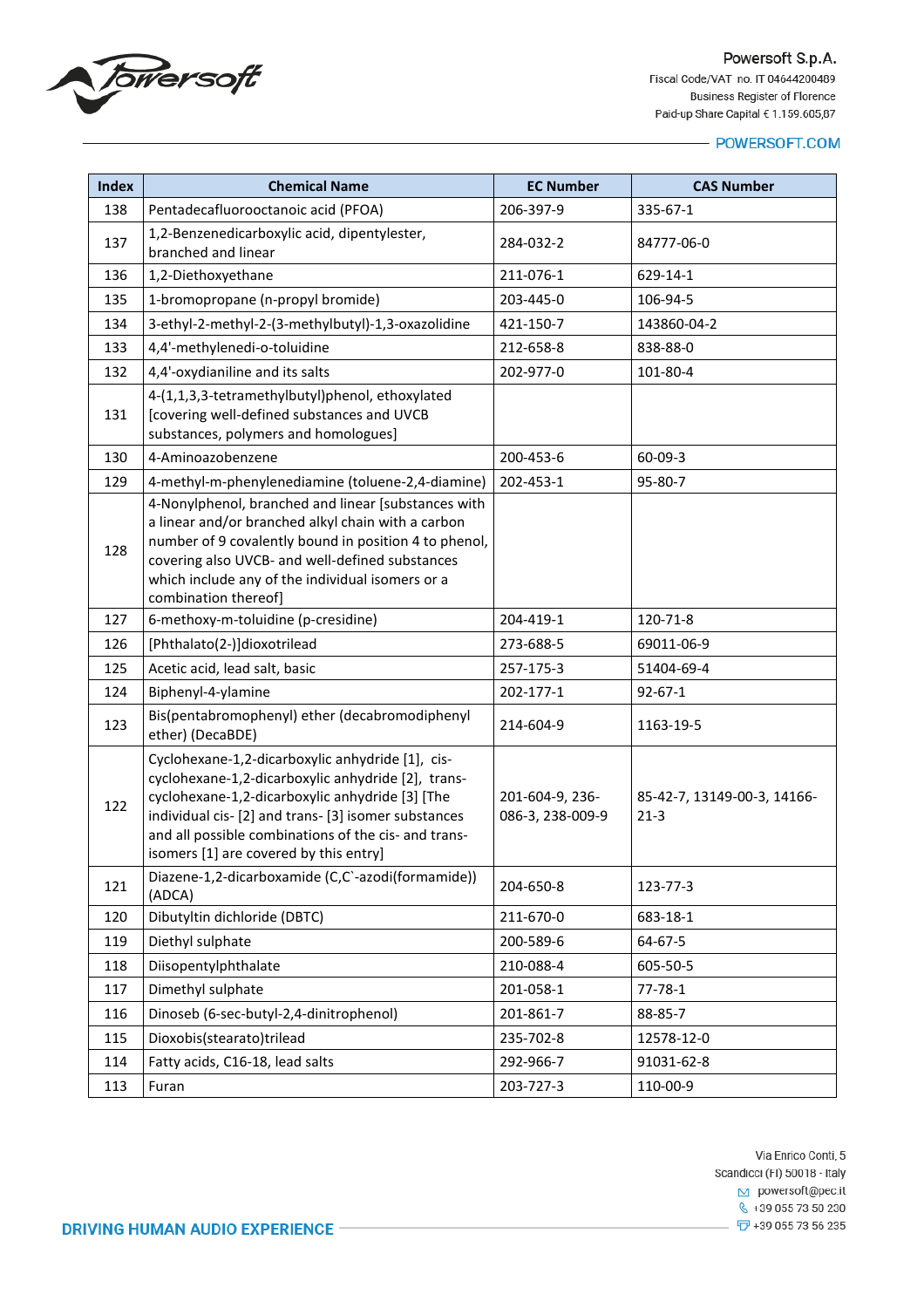| Index | Chemical Name | EC Number | CAS Number |
| --- | --- | --- | --- |
| 138 | Pentadecafluorooctanoic acid (PFOA) | 206-397-9 | 335-67-1 |
| 137 | 1,2-Benzenedicarboxylic acid, dipentylester, branched and linear | 284-032-2 | 84777-06-0 |
| 136 | 1,2-Diethoxyethane | 211-076-1 | 629-14-1 |
| 135 | 1-bromopropane (n-propyl bromide) | 203-445-0 | 106-94-5 |
| 134 | 3-ethyl-2-methyl-2-(3-methylbutyl)-1,3-oxazolidine | 421-150-7 | 143860-04-2 |
| 133 | 4,4'-methylenedi-o-toluidine | 212-658-8 | 838-88-0 |
| 132 | 4,4'-oxydianiline and its salts | 202-977-0 | 101-80-4 |
| 131 | 4-(1,1,3,3-tetramethylbutyl)phenol, ethoxylated [covering well-defined substances and UVCB substances, polymers and homologues] | | |
| 130 | 4-Aminoazobenzene | 200-453-6 | 60-09-3 |
| 129 | 4-methyl-m-phenylenediamine (toluene-2,4-diamine) | 202-453-1 | 95-80-7 |
| 128 | 4-Nonylphenol, branched and linear [substances with a linear and/or branched alkyl chain with a carbon number of 9 covalently bound in position 4 to phenol, covering also UVCB- and well-defined substances which include any of the individual isomers or a combination thereof] | | |
| 127 | 6-methoxy-m-toluidine (p-cresidine) | 204-419-1 | 120-71-8 |
| 126 | [Phthalato(2-)]dioxotrilead | 273-688-5 | 69011-06-9 |
| 125 | Acetic acid, lead salt, basic | 257-175-3 | 51404-69-4 |
| 124 | Biphenyl-4-ylamine | 202-177-1 | 92-67-1 |
| 123 | Bis(pentabromophenyl) ether (decabromodiphenyl ether) (DecaBDE) | 214-604-9 | 1163-19-5 |
| 122 | Cyclohexane-1,2-dicarboxylic anhydride [1], cis-cyclohexane-1,2-dicarboxylic anhydride [2], trans-cyclohexane-1,2-dicarboxylic anhydride [3] [The individual cis- [2] and trans- [3] isomer substances and all possible combinations of the cis- and trans-isomers [1] are covered by this entry] | 201-604-9, 236-086-3, 238-009-9 | 85-42-7, 13149-00-3, 14166-21-3 |
| 121 | Diazene-1,2-dicarboxamide (C,C`-azodi(formamide)) (ADCA) | 204-650-8 | 123-77-3 |
| 120 | Dibutyltin dichloride (DBTC) | 211-670-0 | 683-18-1 |
| 119 | Diethyl sulphate | 200-589-6 | 64-67-5 |
| 118 | Diisopentylphthalate | 210-088-4 | 605-50-5 |
| 117 | Dimethyl sulphate | 201-058-1 | 77-78-1 |
| 116 | Dinoseb (6-sec-butyl-2,4-dinitrophenol) | 201-861-7 | 88-85-7 |
| 115 | Dioxobis(stearato)trilead | 235-702-8 | 12578-12-0 |
| 114 | Fatty acids, C16-18, lead salts | 292-966-7 | 91031-62-8 |
| 113 | Furan | 203-727-3 | 110-00-9 |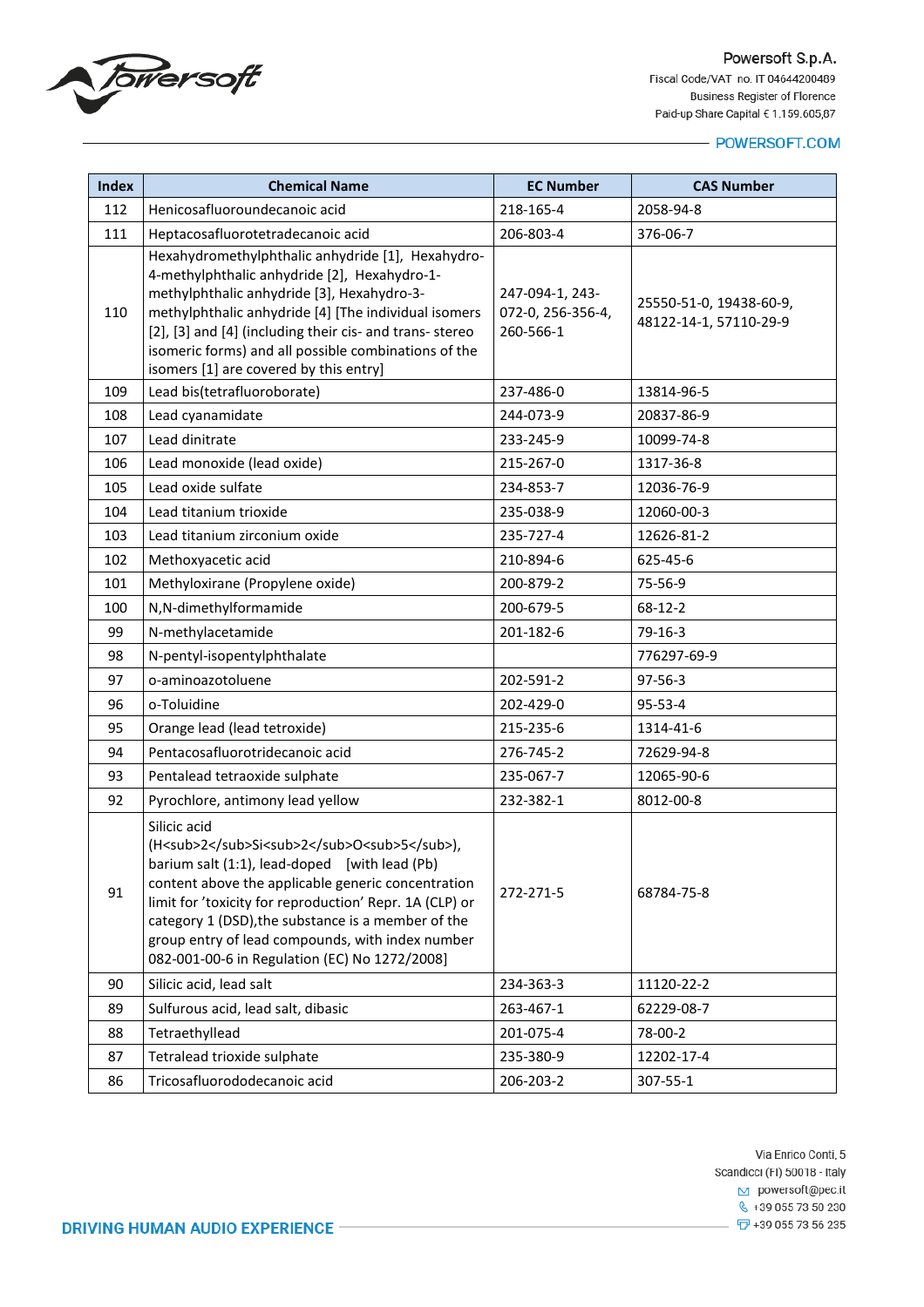| Index | Chemical Name | EC Number | CAS Number |
|---|---|---|---|
| 112 | Henicosafluoroundecanoic acid | 218-165-4 | 2058-94-8 |
| 111 | Heptacosafluorotetradecanoic acid | 206-803-4 | 376-06-7 |
| 110 | Hexahydromethylphthalic anhydride [1], Hexahydro-4-methylphthalic anhydride [2], Hexahydro-1-methylphthalic anhydride [3], Hexahydro-3-methylphthalic anhydride [4] [The individual isomers [2], [3] and [4] (including their cis- and trans- stereo isomeric forms) and all possible combinations of the isomers [1] are covered by this entry] | 247-094-1, 243-072-0, 256-356-4, 260-566-1 | 25550-51-0, 19438-60-9, 48122-14-1, 57110-29-9 |
| 109 | Lead bis(tetrafluoroborate) | 237-486-0 | 13814-96-5 |
| 108 | Lead cyanamidate | 244-073-9 | 20837-86-9 |
| 107 | Lead dinitrate | 233-245-9 | 10099-74-8 |
| 106 | Lead monoxide (lead oxide) | 215-267-0 | 1317-36-8 |
| 105 | Lead oxide sulfate | 234-853-7 | 12036-76-9 |
| 104 | Lead titanium trioxide | 235-038-9 | 12060-00-3 |
| 103 | Lead titanium zirconium oxide | 235-727-4 | 12626-81-2 |
| 102 | Methoxyacetic acid | 210-894-6 | 625-45-6 |
| 101 | Methyloxirane (Propylene oxide) | 200-879-2 | 75-56-9 |
| 100 | N,N-dimethylformamide | 200-679-5 | 68-12-2 |
| 99 | N-methylacetamide | 201-182-6 | 79-16-3 |
| 98 | N-pentyl-isopentylphthalate | | 776297-69-9 |
| 97 | o-aminoazotoluene | 202-591-2 | 97-56-3 |
| 96 | o-Toluidine | 202-429-0 | 95-53-4 |
| 95 | Orange lead (lead tetroxide) | 215-235-6 | 1314-41-6 |
| 94 | Pentacosafluorotridecanoic acid | 276-745-2 | 72629-94-8 |
| 93 | Pentalead tetraoxide sulphate | 235-067-7 | 12065-90-6 |
| 92 | Pyrochlore, antimony lead yellow | 232-382-1 | 8012-00-8 |
| 91 | Silicic acid ($H_2Si_2O_5$), barium salt (1:1), lead-doped [with lead (Pb) content above the applicable generic concentration limit for 'toxicity for reproduction' Repr. 1A (CLP) or category 1 (DSD),the substance is a member of the group entry of lead compounds, with index number 082-001-00-6 in Regulation (EC) No 1272/2008] | 272-271-5 | 68784-75-8 |
| 90 | Silicic acid, lead salt | 234-363-3 | 11120-22-2 |
| 89 | Sulfurous acid, lead salt, dibasic | 263-467-1 | 62229-08-7 |
| 88 | Tetraethyllead | 201-075-4 | 78-00-2 |
| 87 | Tetralead trioxide sulphate | 235-380-9 | 12202-17-4 |
| 86 | Tricosafluorododecanoic acid | 206-203-2 | 307-55-1 |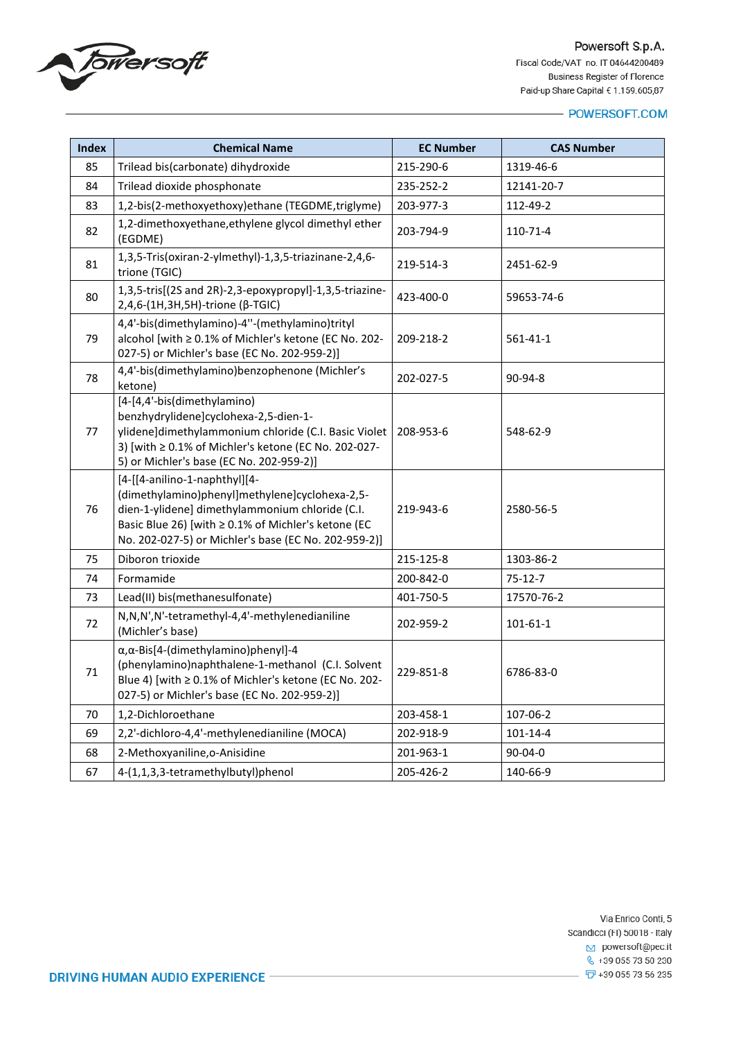| Index | Chemical Name | EC Number | CAS Number |
|---|---|---|---|
| 85 | Trilead bis(carbonate) dihydroxide | 215-290-6 | 1319-46-6 |
| 84 | Trilead dioxide phosphonate | 235-252-2 | 12141-20-7 |
| 83 | 1,2-bis(2-methoxyethoxy)ethane (TEGDME,triglyme) | 203-977-3 | 112-49-2 |
| 82 | 1,2-dimethoxyethane,ethylene glycol dimethyl ether (EGDME) | 203-794-9 | 110-71-4 |
| 81 | 1,3,5-Tris(oxiran-2-ylmethyl)-1,3,5-triazinane-2,4,6-trione (TGIC) | 219-514-3 | 2451-62-9 |
| 80 | 1,3,5-tris[(2S and 2R)-2,3-epoxypropyl]-1,3,5-triazine-2,4,6-(1H,3H,5H)-trione (β-TGIC) | 423-400-0 | 59653-74-6 |
| 79 | 4,4'-bis(dimethylamino)-4''-(methylamino)trityl alcohol [with ≥ 0.1% of Michler's ketone (EC No. 202-027-5) or Michler's base (EC No. 202-959-2)] | 209-218-2 | 561-41-1 |
| 78 | 4,4'-bis(dimethylamino)benzophenone (Michler's ketone) | 202-027-5 | 90-94-8 |
| 77 | [4-[4,4'-bis(dimethylamino) benzhydrylidene]cyclohexa-2,5-dien-1-ylidene]dimethylammonium chloride (C.I. Basic Violet 3) [with ≥ 0.1% of Michler's ketone (EC No. 202-027-5) or Michler's base (EC No. 202-959-2)] | 208-953-6 | 548-62-9 |
| 76 | [4-[[4-anilino-1-naphthyl][4-(dimethylamino)phenyl]methylene]cyclohexa-2,5-dien-1-ylidene] dimethylammonium chloride (C.I. Basic Blue 26) [with ≥ 0.1% of Michler's ketone (EC No. 202-027-5) or Michler's base (EC No. 202-959-2)] | 219-943-6 | 2580-56-5 |
| 75 | Diboron trioxide | 215-125-8 | 1303-86-2 |
| 74 | Formamide | 200-842-0 | 75-12-7 |
| 73 | Lead(II) bis(methanesulfonate) | 401-750-5 | 17570-76-2 |
| 72 | N,N,N',N'-tetramethyl-4,4'-methylenedianiline (Michler's base) | 202-959-2 | 101-61-1 |
| 71 | α,α-Bis[4-(dimethylamino)phenyl]-4 (phenylamino)naphthalene-1-methanol (C.I. Solvent Blue 4) [with ≥ 0.1% of Michler's ketone (EC No. 202-027-5) or Michler's base (EC No. 202-959-2)] | 229-851-8 | 6786-83-0 |
| 70 | 1,2-Dichloroethane | 203-458-1 | 107-06-2 |
| 69 | 2,2'-dichloro-4,4'-methylenedianiline (MOCA) | 202-918-9 | 101-14-4 |
| 68 | 2-Methoxyaniline,o-Anisidine | 201-963-1 | 90-04-0 |
| 67 | 4-(1,1,3,3-tetramethylbutyl)phenol | 205-426-2 | 140-66-9 |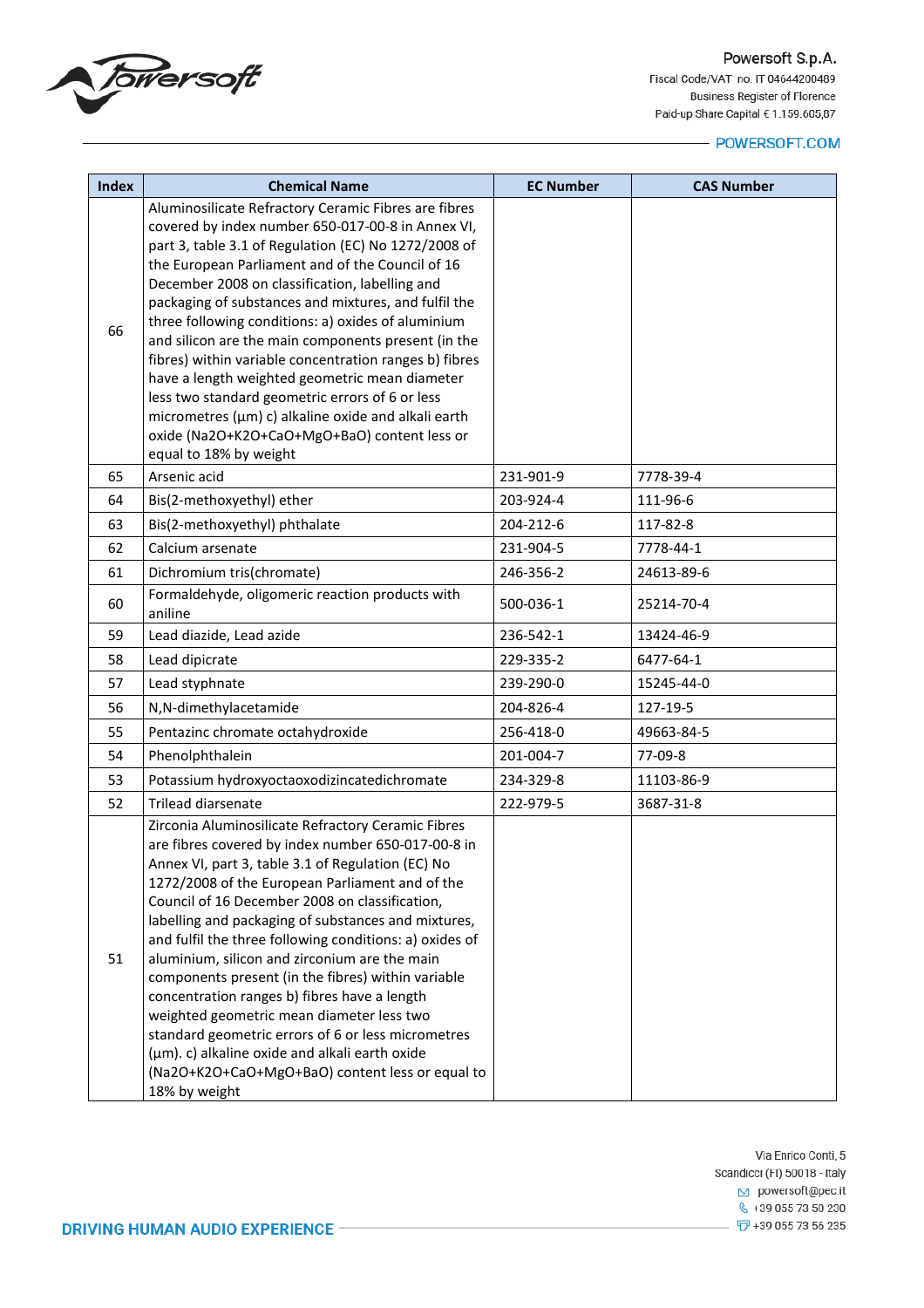| Index | Chemical Name | EC Number | CAS Number |
|---|---|---|---|
| 66 | Aluminosilicate Refractory Ceramic Fibres are fibres covered by index number 650-017-00-8 in Annex VI, part 3, table 3.1 of Regulation (EC) No 1272/2008 of the European Parliament and of the Council of 16 December 2008 on classification, labelling and packaging of substances and mixtures, and fulfil the three following conditions: a) oxides of aluminium and silicon are the main components present (in the fibres) within variable concentration ranges b) fibres have a length weighted geometric mean diameter less two standard geometric errors of 6 or less micrometres (µm) c) alkaline oxide and alkali earth oxide ($Na_2O+K_2O+CaO+MgO+BaO$) content less or equal to 18% by weight | | |
| 65 | Arsenic acid | 231-901-9 | 7778-39-4 |
| 64 | Bis(2-methoxyethyl) ether | 203-924-4 | 111-96-6 |
| 63 | Bis(2-methoxyethyl) phthalate | 204-212-6 | 117-82-8 |
| 62 | Calcium arsenate | 231-904-5 | 7778-44-1 |
| 61 | Dichromium tris(chromate) | 246-356-2 | 24613-89-6 |
| 60 | Formaldehyde, oligomeric reaction products with aniline | 500-036-1 | 25214-70-4 |
| 59 | Lead diazide, Lead azide | 236-542-1 | 13424-46-9 |
| 58 | Lead dipicrate | 229-335-2 | 6477-64-1 |
| 57 | Lead styphnate | 239-290-0 | 15245-44-0 |
| 56 | N,N-dimethylacetamide | 204-826-4 | 127-19-5 |
| 55 | Pentazinc chromate octahydroxide | 256-418-0 | 49663-84-5 |
| 54 | Phenolphthalein | 201-004-7 | 77-09-8 |
| 53 | Potassium hydroxyoctaoxodizincatedichromate | 234-329-8 | 11103-86-9 |
| 52 | Trilead diarsenate | 222-979-5 | 3687-31-8 |
| 51 | Zirconia Aluminosilicate Refractory Ceramic Fibres are fibres covered by index number 650-017-00-8 in Annex VI, part 3, table 3.1 of Regulation (EC) No 1272/2008 of the European Parliament and of the Council of 16 December 2008 on classification, labelling and packaging of substances and mixtures, and fulfil the three following conditions: a) oxides of aluminium, silicon and zirconium are the main components present (in the fibres) within variable concentration ranges b) fibres have a length weighted geometric mean diameter less two standard geometric errors of 6 or less micrometres (µm). c) alkaline oxide and alkali earth oxide ($Na_2O+K_2O+CaO+MgO+BaO$) content less or equal to 18% by weight | | |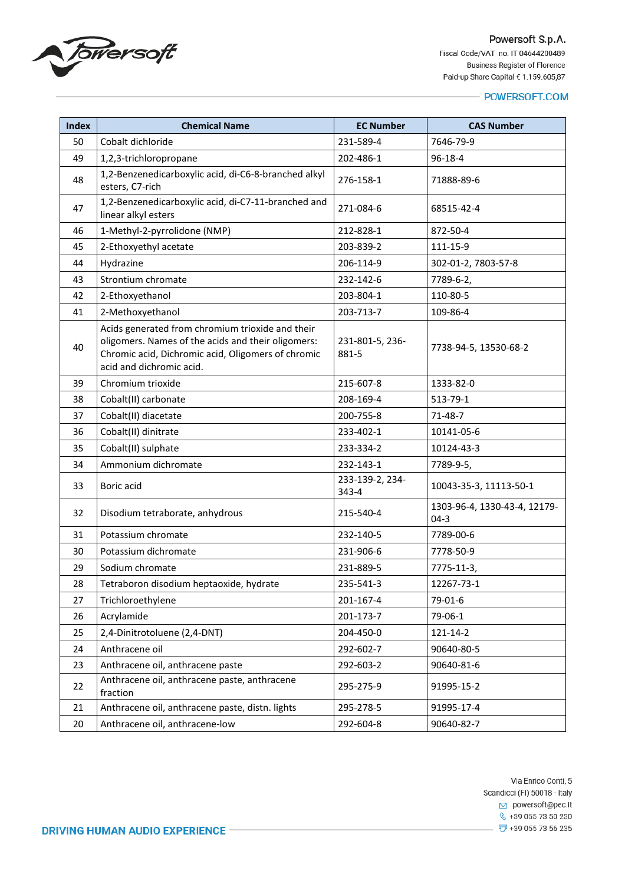| Index | Chemical Name | EC Number | CAS Number |
|---|---|---|---|
| 50 | Cobalt dichloride | 231-589-4 | 7646-79-9 |
| 49 | 1,2,3-trichloropropane | 202-486-1 | 96-18-4 |
| 48 | 1,2-Benzenedicarboxylic acid, di-C6-8-branched alkyl esters, C7-rich | 276-158-1 | 71888-89-6 |
| 47 | 1,2-Benzenedicarboxylic acid, di-C7-11-branched and linear alkyl esters | 271-084-6 | 68515-42-4 |
| 46 | 1-Methyl-2-pyrrolidone (NMP) | 212-828-1 | 872-50-4 |
| 45 | 2-Ethoxyethyl acetate | 203-839-2 | 111-15-9 |
| 44 | Hydrazine | 206-114-9 | 302-01-2, 7803-57-8 |
| 43 | Strontium chromate | 232-142-6 | 7789-6-2, |
| 42 | 2-Ethoxyethanol | 203-804-1 | 110-80-5 |
| 41 | 2-Methoxyethanol | 203-713-7 | 109-86-4 |
| 40 | Acids generated from chromium trioxide and their oligomers. Names of the acids and their oligomers: Chromic acid, Dichromic acid, Oligomers of chromic acid and dichromic acid. | 231-801-5, 236-881-5 | 7738-94-5, 13530-68-2 |
| 39 | Chromium trioxide | 215-607-8 | 1333-82-0 |
| 38 | Cobalt(II) carbonate | 208-169-4 | 513-79-1 |
| 37 | Cobalt(II) diacetate | 200-755-8 | 71-48-7 |
| 36 | Cobalt(II) dinitrate | 233-402-1 | 10141-05-6 |
| 35 | Cobalt(II) sulphate | 233-334-2 | 10124-43-3 |
| 34 | Ammonium dichromate | 232-143-1 | 7789-9-5, |
| 33 | Boric acid | 233-139-2, 234-343-4 | 10043-35-3, 11113-50-1 |
| 32 | Disodium tetraborate, anhydrous | 215-540-4 | 1303-96-4, 1330-43-4, 12179-04-3 |
| 31 | Potassium chromate | 232-140-5 | 7789-00-6 |
| 30 | Potassium dichromate | 231-906-6 | 7778-50-9 |
| 29 | Sodium chromate | 231-889-5 | 7775-11-3, |
| 28 | Tetraboron disodium heptaoxide, hydrate | 235-541-3 | 12267-73-1 |
| 27 | Trichloroethylene | 201-167-4 | 79-01-6 |
| 26 | Acrylamide | 201-173-7 | 79-06-1 |
| 25 | 2,4-Dinitrotoluene (2,4-DNT) | 204-450-0 | 121-14-2 |
| 24 | Anthracene oil | 292-602-7 | 90640-80-5 |
| 23 | Anthracene oil, anthracene paste | 292-603-2 | 90640-81-6 |
| 22 | Anthracene oil, anthracene paste, anthracene fraction | 295-275-9 | 91995-15-2 |
| 21 | Anthracene oil, anthracene paste, distn. lights | 295-278-5 | 91995-17-4 |
| 20 | Anthracene oil, anthracene-low | 292-604-8 | 90640-82-7 |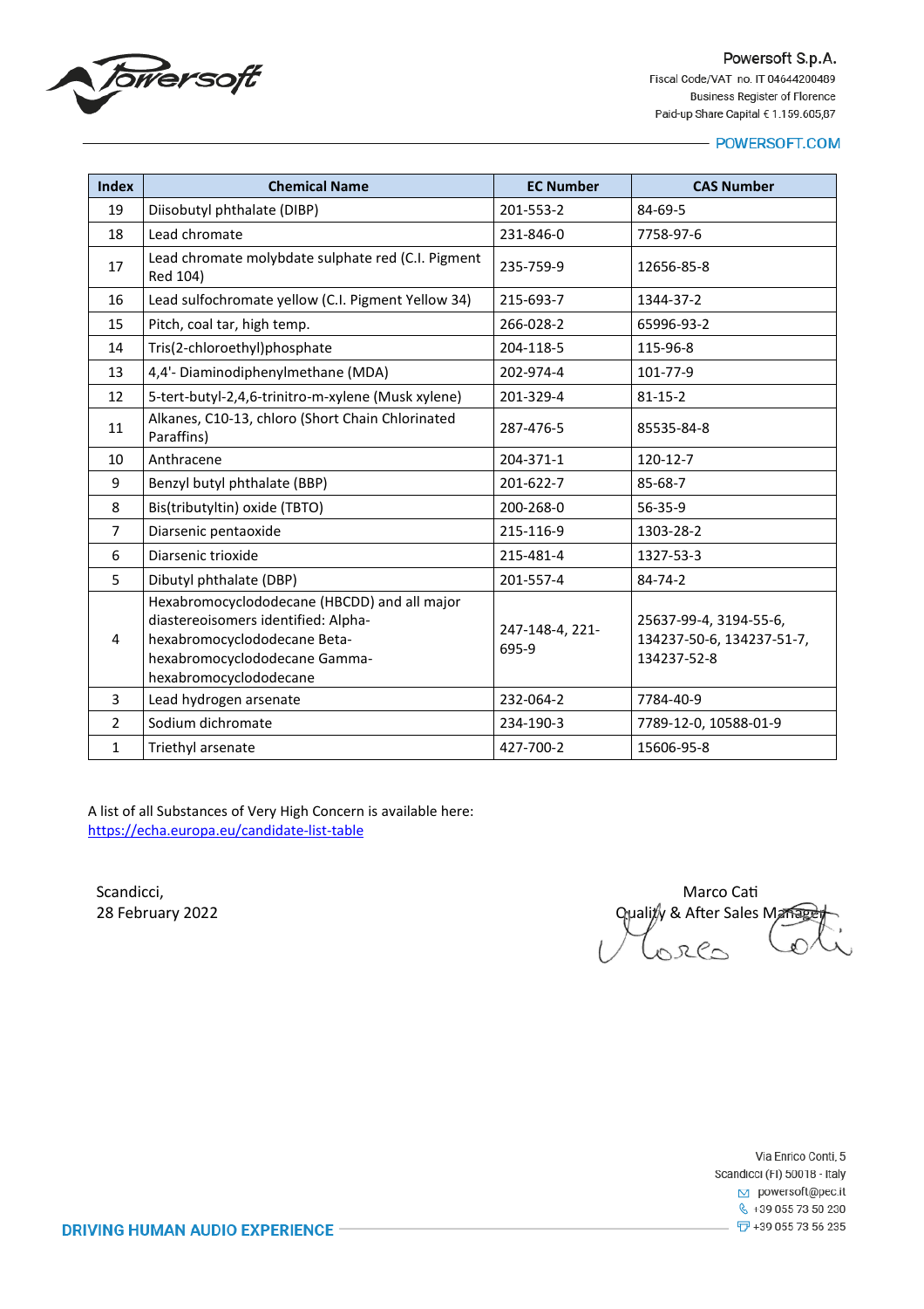| Index | Chemical Name | EC Number | CAS Number |
| --- | --- | --- | --- |
| 19 | Diisobutyl phthalate (DIBP) | 201-553-2 | 84-69-5 |
| 18 | Lead chromate | 231-846-0 | 7758-97-6 |
| 17 | Lead chromate molybdate sulphate red (C.I. Pigment Red 104) | 235-759-9 | 12656-85-8 |
| 16 | Lead sulfochromate yellow (C.I. Pigment Yellow 34) | 215-693-7 | 1344-37-2 |
| 15 | Pitch, coal tar, high temp. | 266-028-2 | 65996-93-2 |
| 14 | Tris(2-chloroethyl)phosphate | 204-118-5 | 115-96-8 |
| 13 | 4,4'- Diaminodiphenylmethane (MDA) | 202-974-4 | 101-77-9 |
| 12 | 5-tert-butyl-2,4,6-trinitro-m-xylene (Musk xylene) | 201-329-4 | 81-15-2 |
| 11 | Alkanes, C10-13, chloro (Short Chain Chlorinated Paraffins) | 287-476-5 | 85535-84-8 |
| 10 | Anthracene | 204-371-1 | 120-12-7 |
| 9 | Benzyl butyl phthalate (BBP) | 201-622-7 | 85-68-7 |
| 8 | Bis(tributyltin) oxide (TBTO) | 200-268-0 | 56-35-9 |
| 7 | Diarsenic pentaoxide | 215-116-9 | 1303-28-2 |
| 6 | Diarsenic trioxide | 215-481-4 | 1327-53-3 |
| 5 | Dibutyl phthalate (DBP) | 201-557-4 | 84-74-2 |
| 4 | Hexabromocyclododecane (HBCDD) and all major diastereoisomers identified: Alpha-hexabromocyclododecane Beta-hexabromocyclododecane Gamma-hexabromocyclododecane | 247-148-4, 221-695-9 | 25637-99-4, 3194-55-6, 134237-50-6, 134237-51-7, 134237-52-8 |
| 3 | Lead hydrogen arsenate | 232-064-2 | 7784-40-9 |
| 2 | Sodium dichromate | 234-190-3 | 7789-12-0, 10588-01-9 |
| 1 | Triethyl arsenate | 427-700-2 | 15606-95-8 |

A list of all Substances of Very High Concern is available here:
https://echa.europa.eu/candidate-list-table

Scandicci,
28 February 2022

Marco Cati
Quality & After Sales Manager